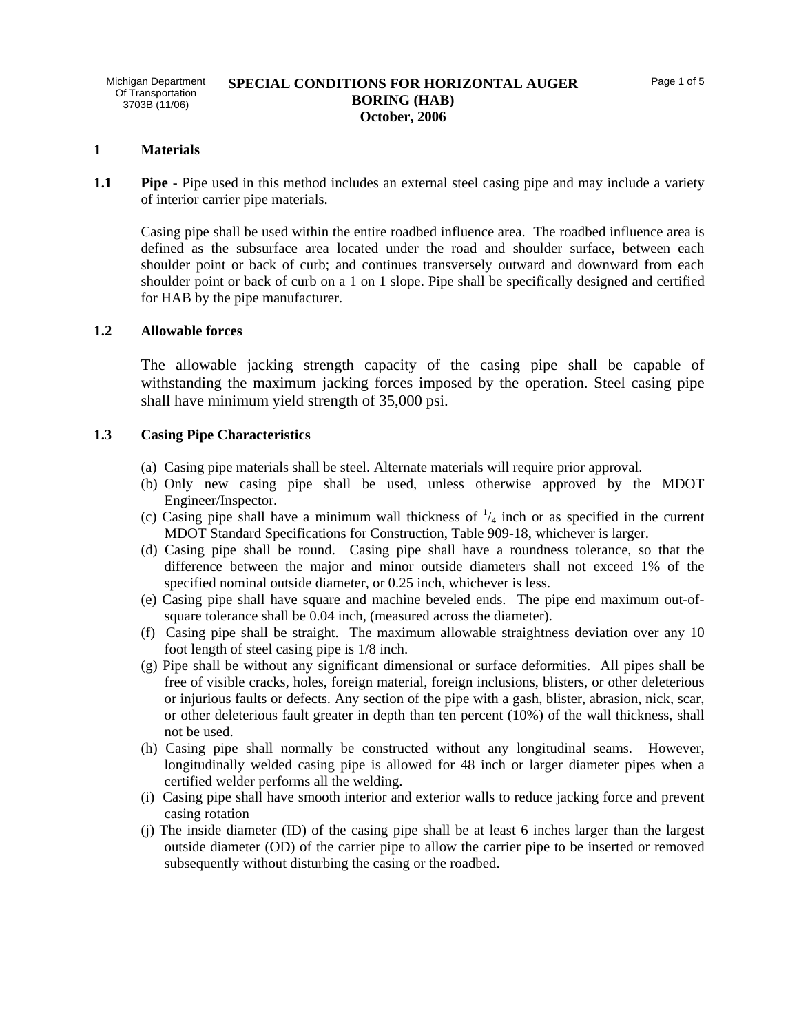Michigan Department Of Transportation 3703B (11/06)

# SPECIAL CONDITIONS FOR HORIZONTAL AUGER BORING (HAB)
**October, 2006**

## 1 Materials

### 1.1 Pipe

**Pipe** - Pipe used in this method includes an external steel casing pipe and may include a variety of interior carrier pipe materials.

Casing pipe shall be used within the entire roadbed influence area. The roadbed influence area is defined as the subsurface area located under the road and shoulder surface, between each shoulder point or back of curb; and continues transversely outward and downward from each shoulder point or back of curb on a 1 on 1 slope. Pipe shall be specifically designed and certified for HAB by the pipe manufacturer.

### 1.2 Allowable forces

The allowable jacking strength capacity of the casing pipe shall be capable of withstanding the maximum jacking forces imposed by the operation. Steel casing pipe shall have minimum yield strength of 35,000 psi.

### 1.3 Casing Pipe Characteristics

(a) Casing pipe materials shall be steel. Alternate materials will require prior approval.

(b) Only new casing pipe shall be used, unless otherwise approved by the MDOT Engineer/Inspector.

(c) Casing pipe shall have a minimum wall thickness of $^{1}/_{4}$ inch or as specified in the current MDOT Standard Specifications for Construction, Table 909-18, whichever is larger.

(d) Casing pipe shall be round. Casing pipe shall have a roundness tolerance, so that the difference between the major and minor outside diameters shall not exceed 1% of the specified nominal outside diameter, or 0.25 inch, whichever is less.

(e) Casing pipe shall have square and machine beveled ends. The pipe end maximum out-of-square tolerance shall be 0.04 inch, (measured across the diameter).

(f) Casing pipe shall be straight. The maximum allowable straightness deviation over any 10 foot length of steel casing pipe is 1/8 inch.

(g) Pipe shall be without any significant dimensional or surface deformities. All pipes shall be free of visible cracks, holes, foreign material, foreign inclusions, blisters, or other deleterious or injurious faults or defects. Any section of the pipe with a gash, blister, abrasion, nick, scar, or other deleterious fault greater in depth than ten percent (10%) of the wall thickness, shall not be used.

(h) Casing pipe shall normally be constructed without any longitudinal seams. However, longitudinally welded casing pipe is allowed for 48 inch or larger diameter pipes when a certified welder performs all the welding.

(i) Casing pipe shall have smooth interior and exterior walls to reduce jacking force and prevent casing rotation

(j) The inside diameter (ID) of the casing pipe shall be at least 6 inches larger than the largest outside diameter (OD) of the carrier pipe to allow the carrier pipe to be inserted or removed subsequently without disturbing the casing or the roadbed.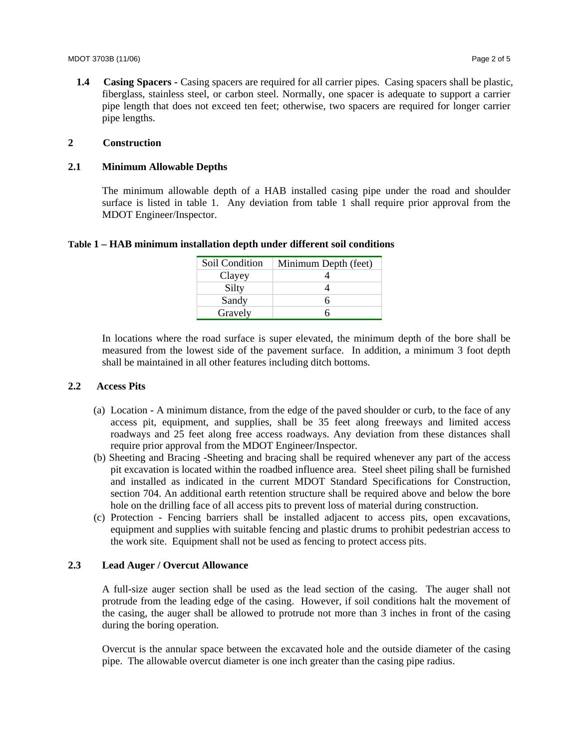**1.4 Casing Spacers -** Casing spacers are required for all carrier pipes. Casing spacers shall be plastic, fiberglass, stainless steel, or carbon steel. Normally, one spacer is adequate to support a carrier pipe length that does not exceed ten feet; otherwise, two spacers are required for longer carrier pipe lengths.

## 2 Construction

### 2.1 Minimum Allowable Depths

The minimum allowable depth of a HAB installed casing pipe under the road and shoulder surface is listed in table 1. Any deviation from table 1 shall require prior approval from the MDOT Engineer/Inspector.

**Table 1 – HAB minimum installation depth under different soil conditions**

| Soil Condition | Minimum Depth (feet) |
|---|---|
| Clayey | 4 |
| Silty | 4 |
| Sandy | 6 |
| Gravely | 6 |

In locations where the road surface is super elevated, the minimum depth of the bore shall be measured from the lowest side of the pavement surface. In addition, a minimum 3 foot depth shall be maintained in all other features including ditch bottoms.

### 2.2 Access Pits

(a) Location - A minimum distance, from the edge of the paved shoulder or curb, to the face of any access pit, equipment, and supplies, shall be 35 feet along freeways and limited access roadways and 25 feet along free access roadways. Any deviation from these distances shall require prior approval from the MDOT Engineer/Inspector.

(b) Sheeting and Bracing -Sheeting and bracing shall be required whenever any part of the access pit excavation is located within the roadbed influence area. Steel sheet piling shall be furnished and installed as indicated in the current MDOT Standard Specifications for Construction, section 704. An additional earth retention structure shall be required above and below the bore hole on the drilling face of all access pits to prevent loss of material during construction.

(c) Protection - Fencing barriers shall be installed adjacent to access pits, open excavations, equipment and supplies with suitable fencing and plastic drums to prohibit pedestrian access to the work site. Equipment shall not be used as fencing to protect access pits.

### 2.3 Lead Auger / Overcut Allowance

A full-size auger section shall be used as the lead section of the casing. The auger shall not protrude from the leading edge of the casing. However, if soil conditions halt the movement of the casing, the auger shall be allowed to protrude not more than 3 inches in front of the casing during the boring operation.

Overcut is the annular space between the excavated hole and the outside diameter of the casing pipe. The allowable overcut diameter is one inch greater than the casing pipe radius.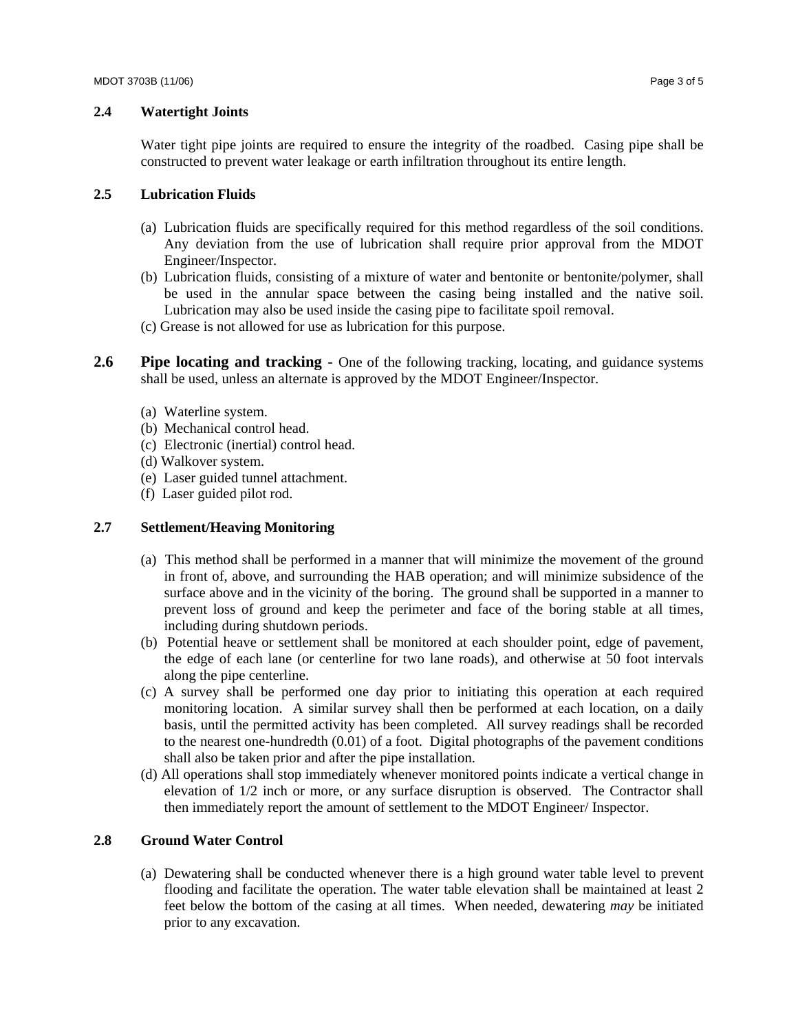## 2.4 Watertight Joints

Water tight pipe joints are required to ensure the integrity of the roadbed. Casing pipe shall be constructed to prevent water leakage or earth infiltration throughout its entire length.

## 2.5 Lubrication Fluids

(a) Lubrication fluids are specifically required for this method regardless of the soil conditions. Any deviation from the use of lubrication shall require prior approval from the MDOT Engineer/Inspector.
(b) Lubrication fluids, consisting of a mixture of water and bentonite or bentonite/polymer, shall be used in the annular space between the casing being installed and the native soil. Lubrication may also be used inside the casing pipe to facilitate spoil removal.
(c) Grease is not allowed for use as lubrication for this purpose.

## 2.6 Pipe locating and tracking - One of the following tracking, locating, and guidance systems shall be used, unless an alternate is approved by the MDOT Engineer/Inspector.

(a) Waterline system.
(b) Mechanical control head.
(c) Electronic (inertial) control head.
(d) Walkover system.
(e) Laser guided tunnel attachment.
(f) Laser guided pilot rod.

## 2.7 Settlement/Heaving Monitoring

(a) This method shall be performed in a manner that will minimize the movement of the ground in front of, above, and surrounding the HAB operation; and will minimize subsidence of the surface above and in the vicinity of the boring. The ground shall be supported in a manner to prevent loss of ground and keep the perimeter and face of the boring stable at all times, including during shutdown periods.
(b) Potential heave or settlement shall be monitored at each shoulder point, edge of pavement, the edge of each lane (or centerline for two lane roads), and otherwise at 50 foot intervals along the pipe centerline.
(c) A survey shall be performed one day prior to initiating this operation at each required monitoring location. A similar survey shall then be performed at each location, on a daily basis, until the permitted activity has been completed. All survey readings shall be recorded to the nearest one-hundredth (0.01) of a foot. Digital photographs of the pavement conditions shall also be taken prior and after the pipe installation.
(d) All operations shall stop immediately whenever monitored points indicate a vertical change in elevation of 1/2 inch or more, or any surface disruption is observed. The Contractor shall then immediately report the amount of settlement to the MDOT Engineer/ Inspector.

## 2.8 Ground Water Control

(a) Dewatering shall be conducted whenever there is a high ground water table level to prevent flooding and facilitate the operation. The water table elevation shall be maintained at least 2 feet below the bottom of the casing at all times. When needed, dewatering *may* be initiated prior to any excavation.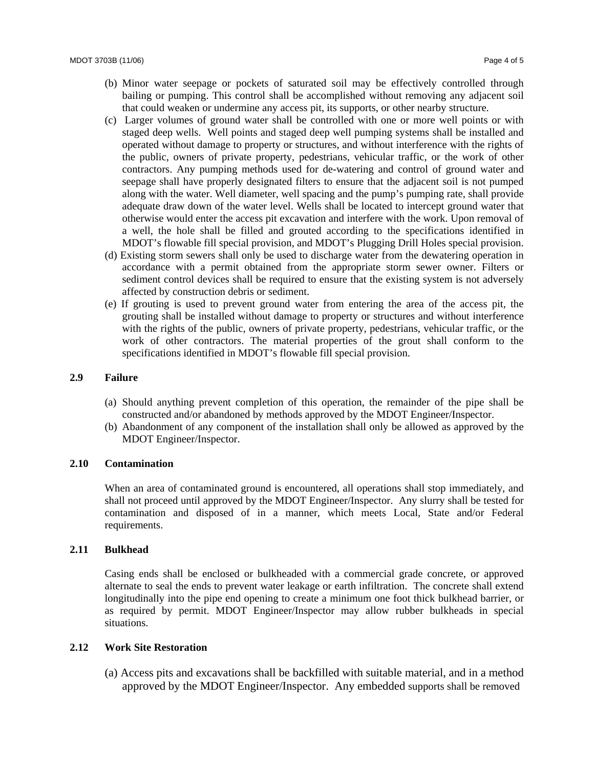(b) Minor water seepage or pockets of saturated soil may be effectively controlled through bailing or pumping. This control shall be accomplished without removing any adjacent soil that could weaken or undermine any access pit, its supports, or other nearby structure.

(c) Larger volumes of ground water shall be controlled with one or more well points or with staged deep wells. Well points and staged deep well pumping systems shall be installed and operated without damage to property or structures, and without interference with the rights of the public, owners of private property, pedestrians, vehicular traffic, or the work of other contractors. Any pumping methods used for de-watering and control of ground water and seepage shall have properly designated filters to ensure that the adjacent soil is not pumped along with the water. Well diameter, well spacing and the pump's pumping rate, shall provide adequate draw down of the water level. Wells shall be located to intercept ground water that otherwise would enter the access pit excavation and interfere with the work. Upon removal of a well, the hole shall be filled and grouted according to the specifications identified in MDOT's flowable fill special provision, and MDOT's Plugging Drill Holes special provision.

(d) Existing storm sewers shall only be used to discharge water from the dewatering operation in accordance with a permit obtained from the appropriate storm sewer owner. Filters or sediment control devices shall be required to ensure that the existing system is not adversely affected by construction debris or sediment.

(e) If grouting is used to prevent ground water from entering the area of the access pit, the grouting shall be installed without damage to property or structures and without interference with the rights of the public, owners of private property, pedestrians, vehicular traffic, or the work of other contractors. The material properties of the grout shall conform to the specifications identified in MDOT's flowable fill special provision.

### 2.9 Failure

(a) Should anything prevent completion of this operation, the remainder of the pipe shall be constructed and/or abandoned by methods approved by the MDOT Engineer/Inspector.

(b) Abandonment of any component of the installation shall only be allowed as approved by the MDOT Engineer/Inspector.

### 2.10 Contamination

When an area of contaminated ground is encountered, all operations shall stop immediately, and shall not proceed until approved by the MDOT Engineer/Inspector. Any slurry shall be tested for contamination and disposed of in a manner, which meets Local, State and/or Federal requirements.

### 2.11 Bulkhead

Casing ends shall be enclosed or bulkheaded with a commercial grade concrete, or approved alternate to seal the ends to prevent water leakage or earth infiltration. The concrete shall extend longitudinally into the pipe end opening to create a minimum one foot thick bulkhead barrier, or as required by permit. MDOT Engineer/Inspector may allow rubber bulkheads in special situations.

### 2.12 Work Site Restoration

(a) Access pits and excavations shall be backfilled with suitable material, and in a method approved by the MDOT Engineer/Inspector. Any embedded supports shall be removed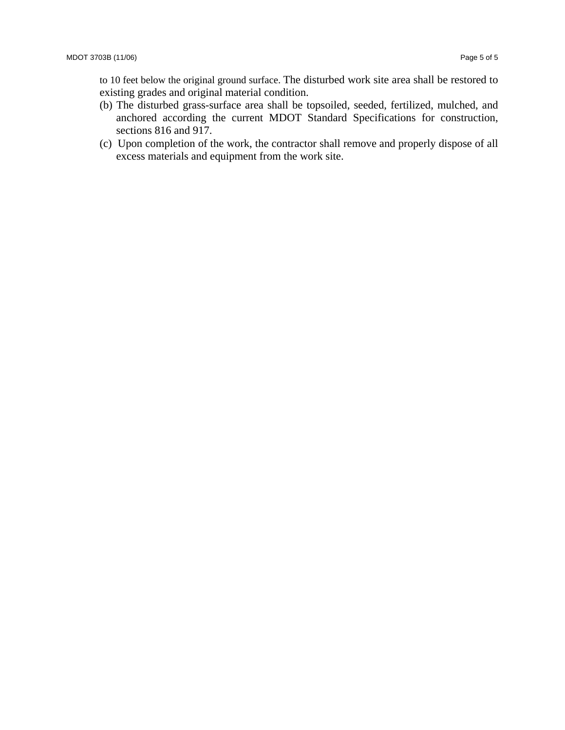to 10 feet below the original ground surface. The disturbed work site area shall be restored to existing grades and original material condition.

(b) The disturbed grass-surface area shall be topsoiled, seeded, fertilized, mulched, and anchored according the current MDOT Standard Specifications for construction, sections 816 and 917.

(c) Upon completion of the work, the contractor shall remove and properly dispose of all excess materials and equipment from the work site.